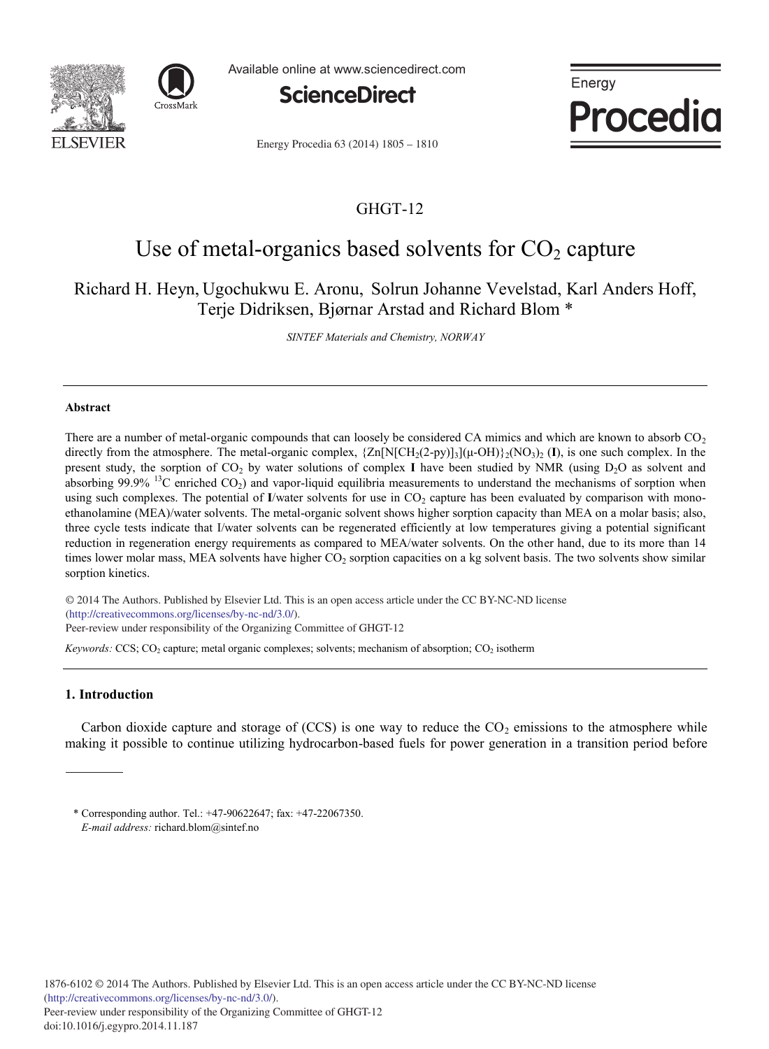GHGT-12

# Use of metal-organics based solvents for $CO_2$ capture

Richard H. Heyn, Ugochukwu E. Aronu, Solrun Johanne Vevelstad, Karl Anders Hoff, Terje Didriksen, Bjørnar Arstad and Richard Blom *

*SINTEF Materials and Chemistry, NORWAY*

## Abstract

There are a number of metal-organic compounds that can loosely be considered CA mimics and which are known to absorb $CO_2$ directly from the atmosphere. The metal-organic complex, $\{Zn[N[CH_2(2\text{-py})]_3](\mu\text{-OH})\}_2(NO_3)_2$ (**I**), is one such complex. In the present study, the sorption of $CO_2$ by water solutions of complex **I** have been studied by NMR (using $D_2O$ as solvent and absorbing 99.9% $^{13}C$ enriched $CO_2$) and vapor-liquid equilibria measurements to understand the mechanisms of sorption when using such complexes. The potential of **I**/water solvents for use in $CO_2$ capture has been evaluated by comparison with mono-ethanolamine (MEA)/water solvents. The metal-organic solvent shows higher sorption capacity than MEA on a molar basis; also, three cycle tests indicate that I/water solvents can be regenerated efficiently at low temperatures giving a potential significant reduction in regeneration energy requirements as compared to MEA/water solvents. On the other hand, due to its more than 14 times lower molar mass, MEA solvents have higher $CO_2$ sorption capacities on a kg solvent basis. The two solvents show similar sorption kinetics.

© 2014 The Authors. Published by Elsevier Ltd. This is an open access article under the CC BY-NC-ND license (http://creativecommons.org/licenses/by-nc-nd/3.0/).
Peer-review under responsibility of the Organizing Committee of GHGT-12

*Keywords:* CCS; $CO_2$ capture; metal organic complexes; solvents; mechanism of absorption; $CO_2$ isotherm

## 1. Introduction

Carbon dioxide capture and storage of (CCS) is one way to reduce the $CO_2$ emissions to the atmosphere while making it possible to continue utilizing hydrocarbon-based fuels for power generation in a transition period before

* Corresponding author. Tel.: +47-90622647; fax: +47-22067350.
*E-mail address:* richard.blom@sintef.no

1876-6102 © 2014 The Authors. Published by Elsevier Ltd. This is an open access article under the CC BY-NC-ND license (http://creativecommons.org/licenses/by-nc-nd/3.0/).
Peer-review under responsibility of the Organizing Committee of GHGT-12
doi:10.1016/j.egypro.2014.11.187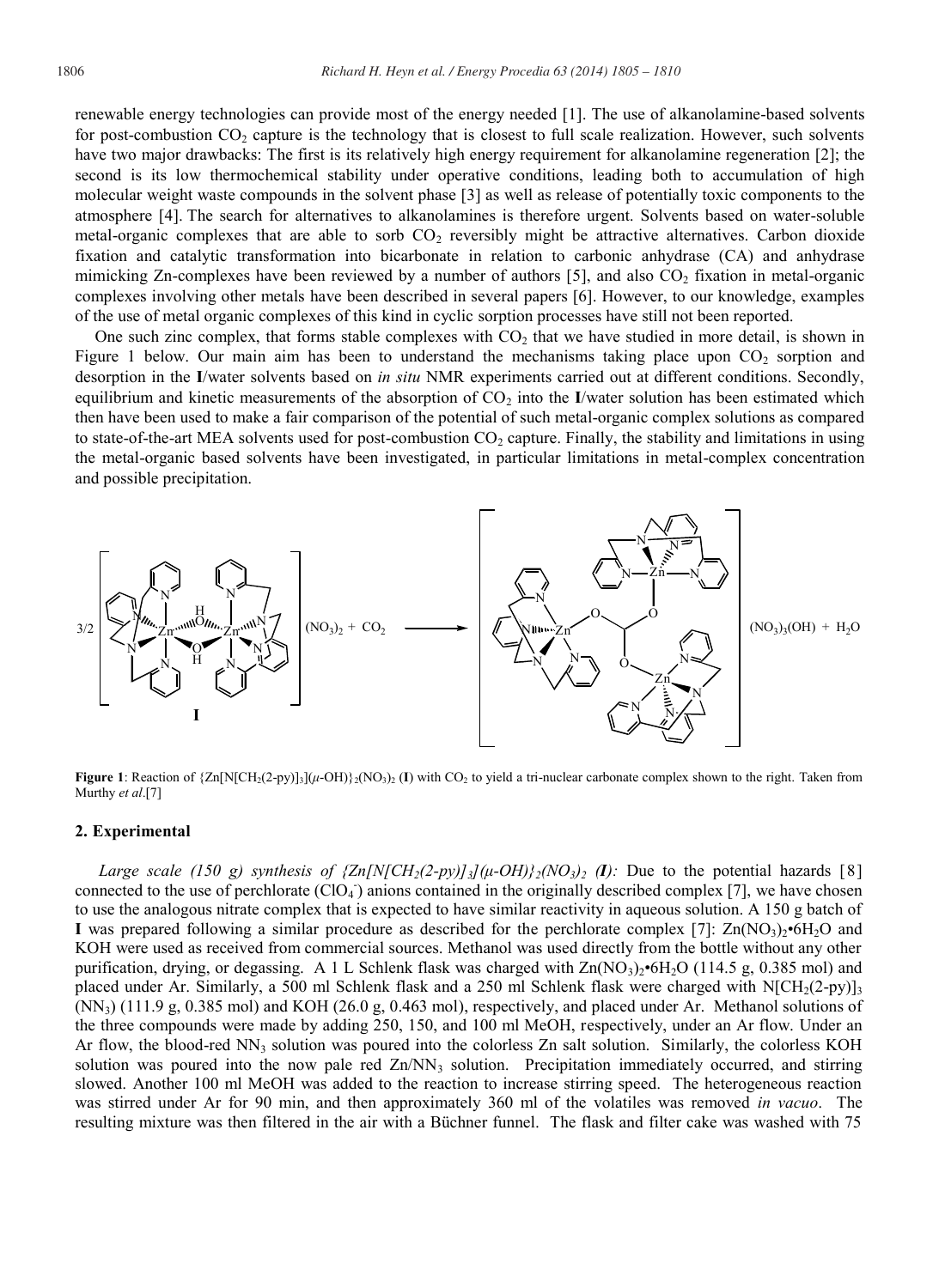renewable energy technologies can provide most of the energy needed [1]. The use of alkanolamine-based solvents for post-combustion $CO_2$ capture is the technology that is closest to full scale realization. However, such solvents have two major drawbacks: The first is its relatively high energy requirement for alkanolamine regeneration [2]; the second is its low thermochemical stability under operative conditions, leading both to accumulation of high molecular weight waste compounds in the solvent phase [3] as well as release of potentially toxic components to the atmosphere [4]. The search for alternatives to alkanolamines is therefore urgent. Solvents based on water-soluble metal-organic complexes that are able to sorb $CO_2$ reversibly might be attractive alternatives. Carbon dioxide fixation and catalytic transformation into bicarbonate in relation to carbonic anhydrase (CA) and anhydrase mimicking Zn-complexes have been reviewed by a number of authors [5], and also $CO_2$ fixation in metal-organic complexes involving other metals have been described in several papers [6]. However, to our knowledge, examples of the use of metal organic complexes of this kind in cyclic sorption processes have still not been reported.

One such zinc complex, that forms stable complexes with $CO_2$ that we have studied in more detail, is shown in Figure 1 below. Our main aim has been to understand the mechanisms taking place upon $CO_2$ sorption and desorption in the **I**/water solvents based on *in situ* NMR experiments carried out at different conditions. Secondly, equilibrium and kinetic measurements of the absorption of $CO_2$ into the **I**/water solution has been estimated which then have been used to make a fair comparison of the potential of such metal-organic complex solutions as compared to state-of-the-art MEA solvents used for post-combustion $CO_2$ capture. Finally, the stability and limitations in using the metal-organic based solvents have been investigated, in particular limitations in metal-complex concentration and possible precipitation.

**Figure 1**: Reaction of $\{Zn[N[CH_2(2\text{-py})]_3](\mu\text{-}OH)\}_2(NO_3)_2$ (**I**) with $CO_2$ to yield a tri-nuclear carbonate complex shown to the right. Taken from Murthy *et al*.[7]

## 2. Experimental

*Large scale (150 g) synthesis of $\{Zn[N[CH_2(2\text{-py})]_3](\mu\text{-}OH)\}_2(NO_3)_2$ (**I**):* Due to the potential hazards [8] connected to the use of perchlorate ($ClO_4^-$) anions contained in the originally described complex [7], we have chosen to use the analogous nitrate complex that is expected to have similar reactivity in aqueous solution. A 150 g batch of **I** was prepared following a similar procedure as described for the perchlorate complex [7]: $Zn(NO_3)_2{\bullet}6H_2O$ and KOH were used as received from commercial sources. Methanol was used directly from the bottle without any other purification, drying, or degassing. A 1 L Schlenk flask was charged with $Zn(NO_3)_2{\bullet}6H_2O$ (114.5 g, 0.385 mol) and placed under Ar. Similarly, a 500 ml Schlenk flask and a 250 ml Schlenk flask were charged with $N[CH_2(2\text{-py})]_3$ ($NN_3$) (111.9 g, 0.385 mol) and KOH (26.0 g, 0.463 mol), respectively, and placed under Ar. Methanol solutions of the three compounds were made by adding 250, 150, and 100 ml MeOH, respectively, under an Ar flow. Under an Ar flow, the blood-red $NN_3$ solution was poured into the colorless Zn salt solution. Similarly, the colorless KOH solution was poured into the now pale red $Zn/NN_3$ solution. Precipitation immediately occurred, and stirring slowed. Another 100 ml MeOH was added to the reaction to increase stirring speed. The heterogeneous reaction was stirred under Ar for 90 min, and then approximately 360 ml of the volatiles was removed *in vacuo*. The resulting mixture was then filtered in the air with a Büchner funnel. The flask and filter cake was washed with 75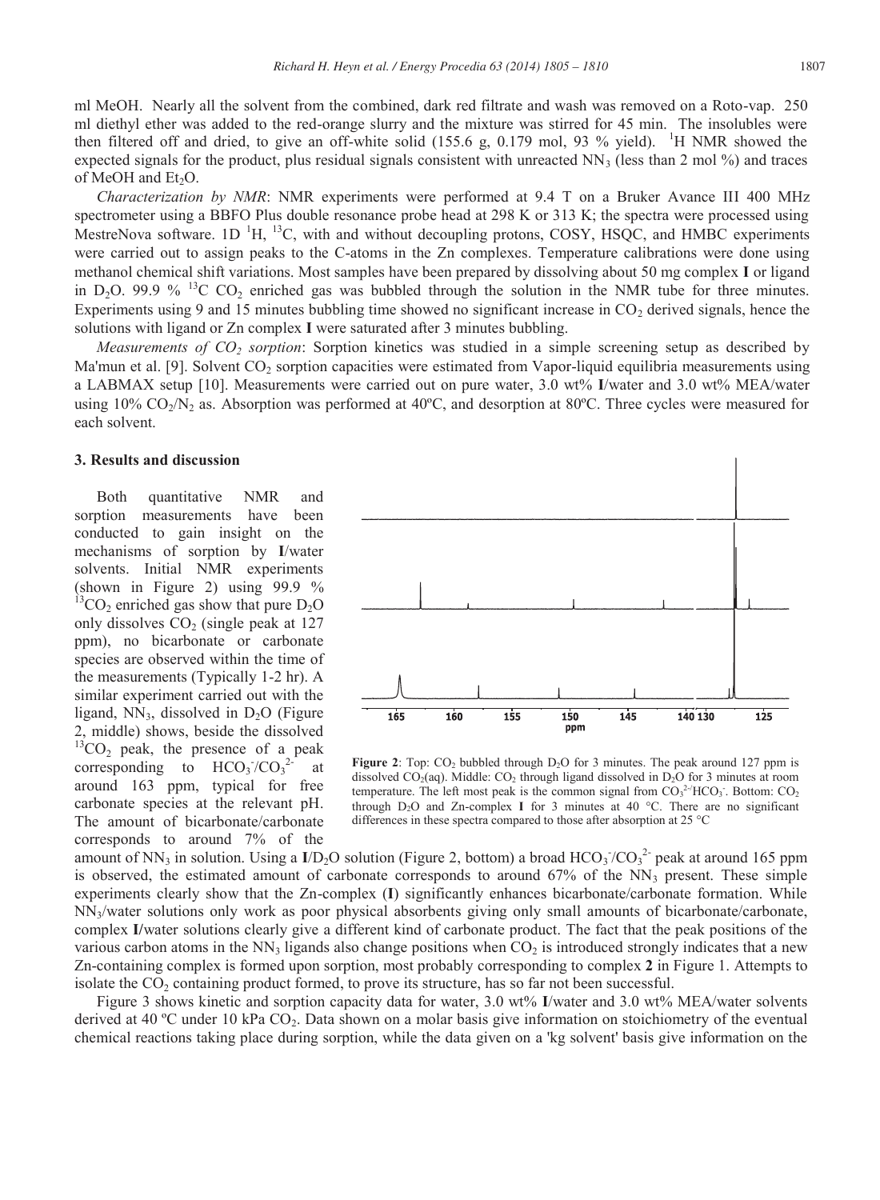ml MeOH. Nearly all the solvent from the combined, dark red filtrate and wash was removed on a Roto-vap. 250 ml diethyl ether was added to the red-orange slurry and the mixture was stirred for 45 min. The insolubles were then filtered off and dried, to give an off-white solid (155.6 g, 0.179 mol, 93 % yield). $^1H$ NMR showed the expected signals for the product, plus residual signals consistent with unreacted $NN_3$ (less than 2 mol %) and traces of MeOH and $Et_2O$.

*Characterization by NMR*: NMR experiments were performed at 9.4 T on a Bruker Avance III 400 MHz spectrometer using a BBFO Plus double resonance probe head at 298 K or 313 K; the spectra were processed using MestreNova software. 1D $^1H$, $^{13}C$, with and without decoupling protons, COSY, HSQC, and HMBC experiments were carried out to assign peaks to the C-atoms in the Zn complexes. Temperature calibrations were done using methanol chemical shift variations. Most samples have been prepared by dissolving about 50 mg complex **I** or ligand in $D_2O$. 99.9 % $^{13}C$ $CO_2$ enriched gas was bubbled through the solution in the NMR tube for three minutes. Experiments using 9 and 15 minutes bubbling time showed no significant increase in $CO_2$ derived signals, hence the solutions with ligand or Zn complex **I** were saturated after 3 minutes bubbling.

*Measurements of $CO_2$ sorption*: Sorption kinetics was studied in a simple screening setup as described by Ma'mun et al. [9]. Solvent $CO_2$ sorption capacities were estimated from Vapor-liquid equilibria measurements using a LABMAX setup [10]. Measurements were carried out on pure water, 3.0 wt% **I**/water and 3.0 wt% MEA/water using 10% $CO_2/N_2$ as. Absorption was performed at 40ºC, and desorption at 80ºC. Three cycles were measured for each solvent.

## 3. Results and discussion

Both quantitative NMR and sorption measurements have been conducted to gain insight on the mechanisms of sorption by **I**/water solvents. Initial NMR experiments (shown in Figure 2) using 99.9 % $^{13}CO_2$ enriched gas show that pure $D_2O$ only dissolves $CO_2$ (single peak at 127 ppm), no bicarbonate or carbonate species are observed within the time of the measurements (Typically 1-2 hr). A similar experiment carried out with the ligand, $NN_3$, dissolved in $D_2O$ (Figure 2, middle) shows, beside the dissolved $^{13}CO_2$ peak, the presence of a peak corresponding to $HCO_3^-/CO_3^{2-}$ at around 163 ppm, typical for free carbonate species at the relevant pH. The amount of bicarbonate/carbonate corresponds to around 7% of the amount of $NN_3$ in solution. Using a **I**/$D_2O$ solution (Figure 2, bottom) a broad $HCO_3^-/CO_3^{2-}$ peak at around 165 ppm is observed, the estimated amount of carbonate corresponds to around 67% of the $NN_3$ present. These simple experiments clearly show that the Zn-complex (**I**) significantly enhances bicarbonate/carbonate formation. While $NN_3$/water solutions only work as poor physical absorbents giving only small amounts of bicarbonate/carbonate, complex **I**/water solutions clearly give a different kind of carbonate product. The fact that the peak positions of the various carbon atoms in the $NN_3$ ligands also change positions when $CO_2$ is introduced strongly indicates that a new Zn-containing complex is formed upon sorption, most probably corresponding to complex **2** in Figure 1. Attempts to isolate the $CO_2$ containing product formed, to prove its structure, has so far not been successful.

**Figure 2**: Top: $CO_2$ bubbled through $D_2O$ for 3 minutes. The peak around 127 ppm is dissolved $CO_2$(aq). Middle: $CO_2$ through ligand dissolved in $D_2O$ for 3 minutes at room temperature. The left most peak is the common signal from $CO_3^{2-}/HCO_3^-$. Bottom: $CO_2$ through $D_2O$ and Zn-complex **I** for 3 minutes at 40 °C. There are no significant differences in these spectra compared to those after absorption at 25 °C

Figure 3 shows kinetic and sorption capacity data for water, 3.0 wt% **I**/water and 3.0 wt% MEA/water solvents derived at 40 ºC under 10 kPa $CO_2$. Data shown on a molar basis give information on stoichiometry of the eventual chemical reactions taking place during sorption, while the data given on a 'kg solvent' basis give information on the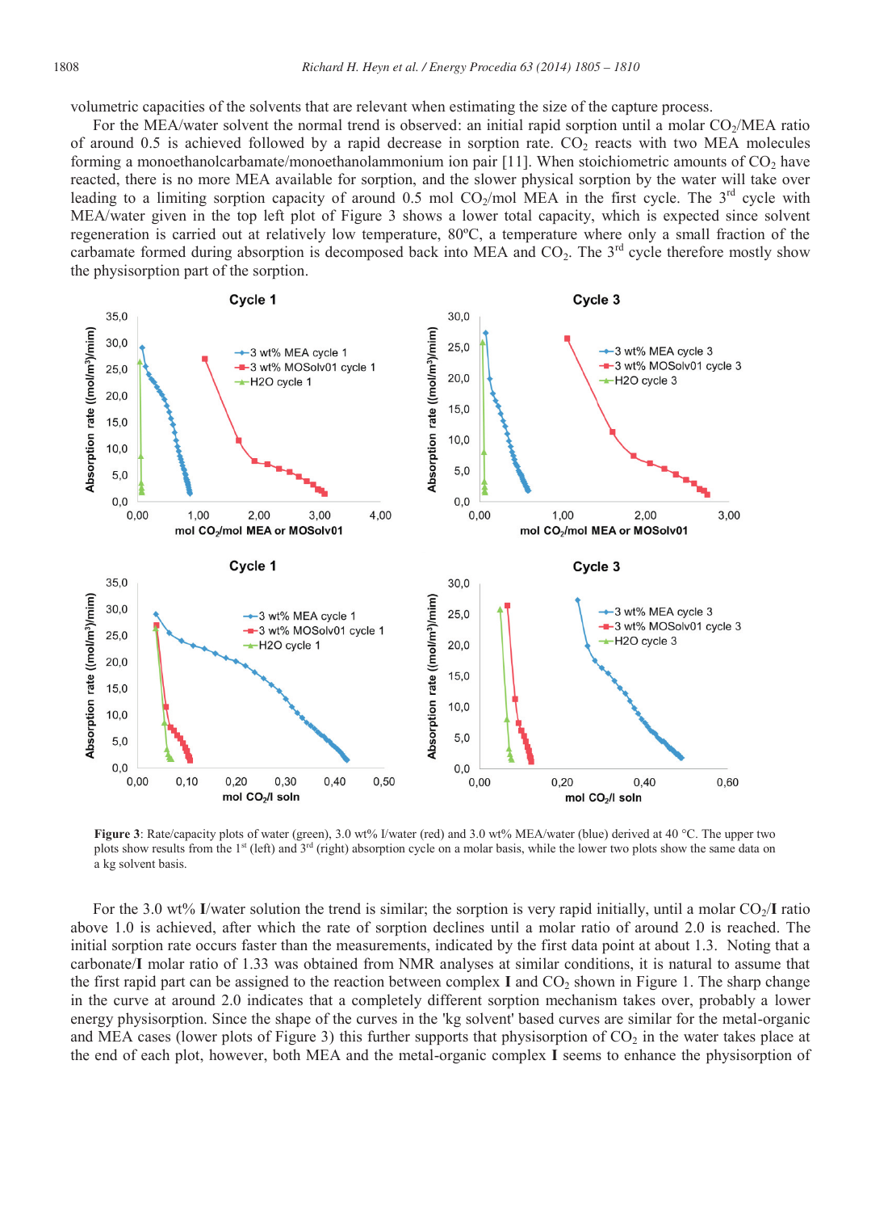volumetric capacities of the solvents that are relevant when estimating the size of the capture process.

For the MEA/water solvent the normal trend is observed: an initial rapid sorption until a molar $CO_2$/MEA ratio of around 0.5 is achieved followed by a rapid decrease in sorption rate. $CO_2$ reacts with two MEA molecules forming a monoethanolcarbamate/monoethanolammonium ion pair [11]. When stoichiometric amounts of $CO_2$ have reacted, there is no more MEA available for sorption, and the slower physical sorption by the water will take over leading to a limiting sorption capacity of around 0.5 mol $CO_2$/mol MEA in the first cycle. The 3rd cycle with MEA/water given in the top left plot of Figure 3 shows a lower total capacity, which is expected since solvent regeneration is carried out at relatively low temperature, 80ºC, a temperature where only a small fraction of the carbamate formed during absorption is decomposed back into MEA and $CO_2$. The 3rd cycle therefore mostly show the physisorption part of the sorption.

**Figure 3**: Rate/capacity plots of water (green), 3.0 wt% I/water (red) and 3.0 wt% MEA/water (blue) derived at 40 °C. The upper two plots show results from the 1st (left) and 3rd (right) absorption cycle on a molar basis, while the lower two plots show the same data on a kg solvent basis.

For the 3.0 wt% **I**/water solution the trend is similar; the sorption is very rapid initially, until a molar $CO_2$/**I** ratio above 1.0 is achieved, after which the rate of sorption declines until a molar ratio of around 2.0 is reached. The initial sorption rate occurs faster than the measurements, indicated by the first data point at about 1.3. Noting that a carbonate/**I** molar ratio of 1.33 was obtained from NMR analyses at similar conditions, it is natural to assume that the first rapid part can be assigned to the reaction between complex **I** and $CO_2$ shown in Figure 1. The sharp change in the curve at around 2.0 indicates that a completely different sorption mechanism takes over, probably a lower energy physisorption. Since the shape of the curves in the 'kg solvent' based curves are similar for the metal-organic and MEA cases (lower plots of Figure 3) this further supports that physisorption of $CO_2$ in the water takes place at the end of each plot, however, both MEA and the metal-organic complex **I** seems to enhance the physisorption of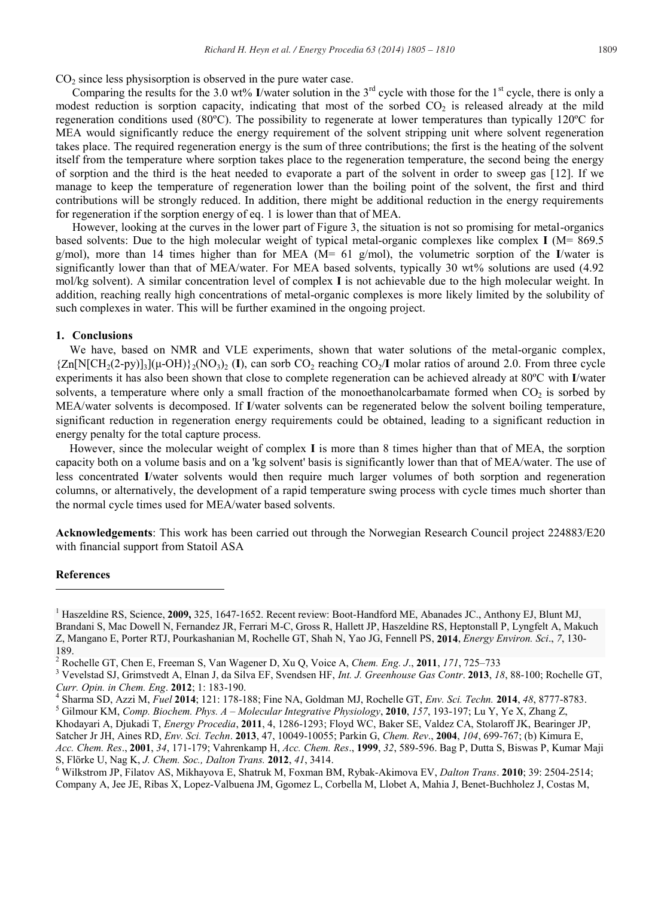$CO_2$ since less physisorption is observed in the pure water case.

Comparing the results for the 3.0 wt% **I**/water solution in the 3rd cycle with those for the 1st cycle, there is only a modest reduction is sorption capacity, indicating that most of the sorbed $CO_2$ is released already at the mild regeneration conditions used (80ºC). The possibility to regenerate at lower temperatures than typically 120ºC for MEA would significantly reduce the energy requirement of the solvent stripping unit where solvent regeneration takes place. The required regeneration energy is the sum of three contributions; the first is the heating of the solvent itself from the temperature where sorption takes place to the regeneration temperature, the second being the energy of sorption and the third is the heat needed to evaporate a part of the solvent in order to sweep gas [12]. If we manage to keep the temperature of regeneration lower than the boiling point of the solvent, the first and third contributions will be strongly reduced. In addition, there might be additional reduction in the energy requirements for regeneration if the sorption energy of eq. 1 is lower than that of MEA.

However, looking at the curves in the lower part of Figure 3, the situation is not so promising for metal-organics based solvents: Due to the high molecular weight of typical metal-organic complexes like complex **I** (M= 869.5 g/mol), more than 14 times higher than for MEA (M= 61 g/mol), the volumetric sorption of the **I**/water is significantly lower than that of MEA/water. For MEA based solvents, typically 30 wt% solutions are used (4.92 mol/kg solvent). A similar concentration level of complex **I** is not achievable due to the high molecular weight. In addition, reaching really high concentrations of metal-organic complexes is more likely limited by the solubility of such complexes in water. This will be further examined in the ongoing project.

## 1. Conclusions

We have, based on NMR and VLE experiments, shown that water solutions of the metal-organic complex, $\{Zn[N[CH_2(2\text{-py})]_3](\mu\text{-OH})\}_2(NO_3)_2$ (**I**), can sorb $CO_2$ reaching $CO_2$/**I** molar ratios of around 2.0. From three cycle experiments it has also been shown that close to complete regeneration can be achieved already at 80ºC with **I**/water solvents, a temperature where only a small fraction of the monoethanolcarbamate formed when $CO_2$ is sorbed by MEA/water solvents is decomposed. If **I**/water solvents can be regenerated below the solvent boiling temperature, significant reduction in regeneration energy requirements could be obtained, leading to a significant reduction in energy penalty for the total capture process.

However, since the molecular weight of complex **I** is more than 8 times higher than that of MEA, the sorption capacity both on a volume basis and on a 'kg solvent' basis is significantly lower than that of MEA/water. The use of less concentrated **I**/water solvents would then require much larger volumes of both sorption and regeneration columns, or alternatively, the development of a rapid temperature swing process with cycle times much shorter than the normal cycle times used for MEA/water based solvents.

**Acknowledgements**: This work has been carried out through the Norwegian Research Council project 224883/E20 with financial support from Statoil ASA

## References

[1] Haszeldine RS, Science, **2009,** 325, 1647-1652. Recent review: Boot-Handford ME, Abanades JC., Anthony EJ, Blunt MJ, Brandani S, Mac Dowell N, Fernandez JR, Ferrari M-C, Gross R, Hallett JP, Haszeldine RS, Heptonstall P, Lyngfelt A, Makuch Z, Mangano E, Porter RTJ, Pourkashanian M, Rochelle GT, Shah N, Yao JG, Fennell PS, **2014**, *Energy Environ. Sci*., *7*, 130-189.

[2] Rochelle GT, Chen E, Freeman S, Van Wagener D, Xu Q, Voice A, *Chem. Eng. J*., **2011**, *171*, 725–733

[3] Vevelstad SJ, Grimstvedt A, Elnan J, da Silva EF, Svendsen HF, *Int. J. Greenhouse Gas Contr*. **2013**, *18*, 88-100; Rochelle GT, *Curr. Opin. in Chem. Eng*. **2012**; 1: 183-190.

[4] Sharma SD, Azzi M, *Fuel* **2014**; 121: 178-188; Fine NA, Goldman MJ, Rochelle GT, *Env. Sci. Techn.* **2014**, *48*, 8777-8783.

[5] Gilmour KM, *Comp. Biochem. Phys. A – Molecular Integrative Physiology*, **2010**, *157*, 193-197; Lu Y, Ye X, Zhang Z, Khodayari A, Djukadi T, *Energy Procedia*, **2011**, 4, 1286-1293; Floyd WC, Baker SE, Valdez CA, Stolaroff JK, Bearinger JP, Satcher Jr JH, Aines RD, *Env. Sci. Techn*. **2013**, 47, 10049-10055; Parkin G, *Chem. Rev*., **2004**, *104*, 699-767; (b) Kimura E, *Acc. Chem. Res*., **2001**, *34*, 171-179; Vahrenkamp H, *Acc. Chem. Res*., **1999**, *32*, 589-596. Bag P, Dutta S, Biswas P, Kumar Maji S, Flörke U, Nag K, *J. Chem. Soc., Dalton Trans.* **2012**, *41*, 3414.

[6] Wilkstrom JP, Filatov AS, Mikhayova E, Shatruk M, Foxman BM, Rybak-Akimova EV, *Dalton Trans*. **2010**; 39: 2504-2514; Company A, Jee JE, Ribas X, Lopez-Valbuena JM, Ggomez L, Corbella M, Llobet A, Mahia J, Benet-Buchholez J, Costas M,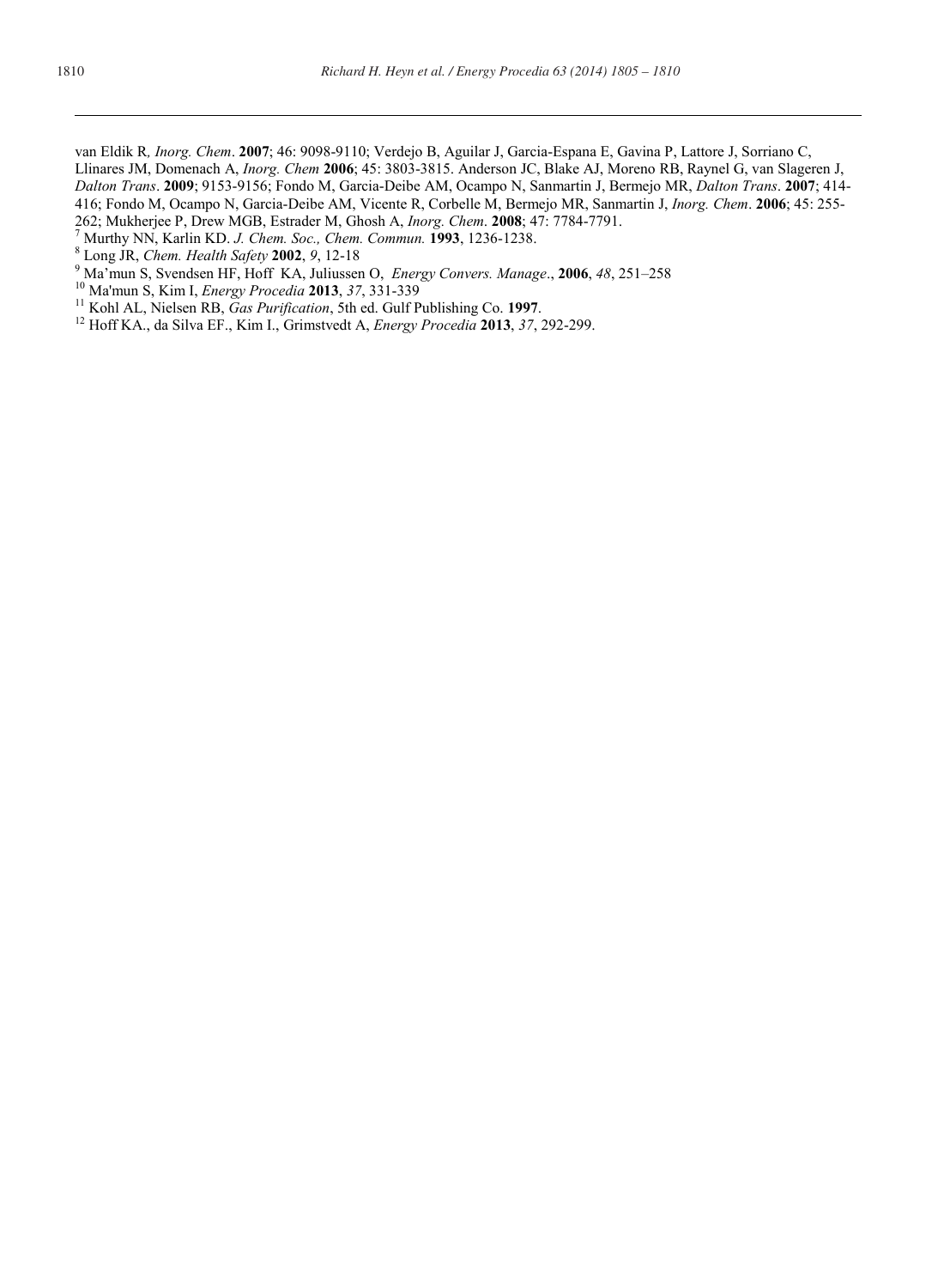van Eldik R, *Inorg. Chem*. **2007**; 46: 9098-9110; Verdejo B, Aguilar J, Garcia-Espana E, Gavina P, Lattore J, Sorriano C, Llinares JM, Domenach A, *Inorg. Chem* **2006**; 45: 3803-3815. Anderson JC, Blake AJ, Moreno RB, Raynel G, van Slageren J, *Dalton Trans*. **2009**; 9153-9156; Fondo M, Garcia-Deibe AM, Ocampo N, Sanmartin J, Bermejo MR, *Dalton Trans*. **2007**; 414-416; Fondo M, Ocampo N, Garcia-Deibe AM, Vicente R, Corbelle M, Bermejo MR, Sanmartin J, *Inorg. Chem*. **2006**; 45: 255-262; Mukherjee P, Drew MGB, Estrader M, Ghosh A, *Inorg. Chem*. **2008**; 47: 7784-7791.

[7] Murthy NN, Karlin KD. *J. Chem. Soc., Chem. Commun.* **1993**, 1236-1238.

[8] Long JR, *Chem. Health Safety* **2002**, *9*, 12-18

[9] Ma'mun S, Svendsen HF, Hoff KA, Juliussen O, *Energy Convers. Manage*., **2006**, *48*, 251–258

[10] Ma'mun S, Kim I, *Energy Procedia* **2013**, *37*, 331-339

[11] Kohl AL, Nielsen RB, *Gas Purification*, 5th ed. Gulf Publishing Co. **1997**.

[12] Hoff KA., da Silva EF., Kim I., Grimstvedt A, *Energy Procedia* **2013**, *37*, 292-299.